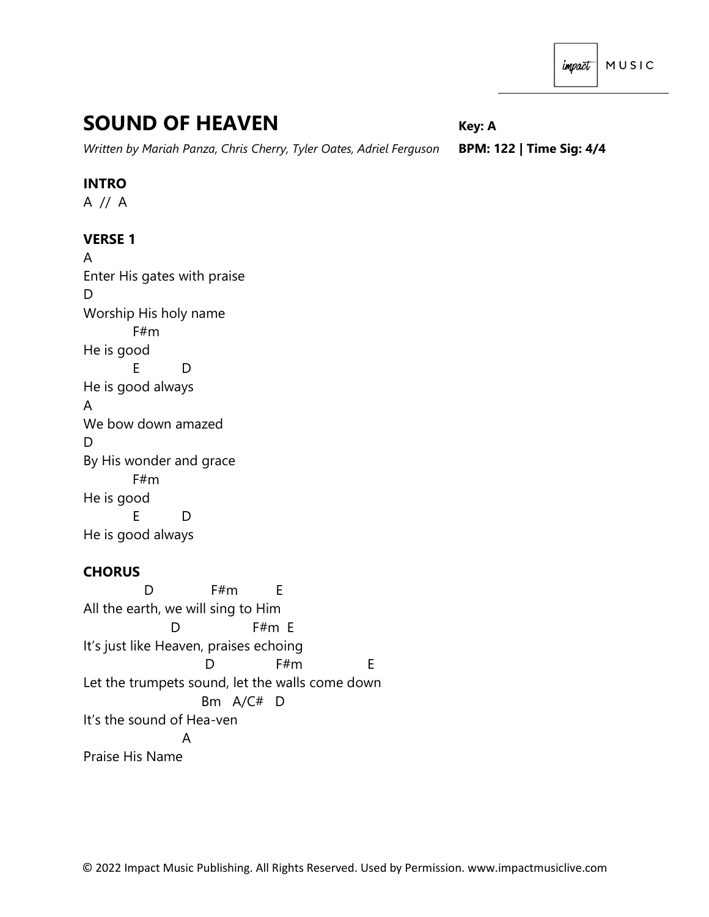# SOUND OF HEAVEN

*Written by Mariah Panza, Chris Cherry, Tyler Oates, Adriel Ferguson*

**Key: A**

**BPM: 122 | Time Sig: 4/4**

**INTRO**

A // A

**VERSE 1**

```
A
Enter His gates with praise
D
Worship His holy name
          F#m
He is good
          E          D
He is good always
A
We bow down amazed
D
By His wonder and grace
          F#m
He is good
          E          D
He is good always
```

**CHORUS**

```
            D              F#m         E
All the earth, we will sing to Him
                  D                F#m  E
It's just like Heaven, praises echoing
                        D              F#m               E
Let the trumpets sound, let the walls come down
                        Bm   A/C#   D
It's the sound of Hea-ven
                   A
Praise His Name
```

© 2022 Impact Music Publishing. All Rights Reserved. Used by Permission. www.impactmusiclive.com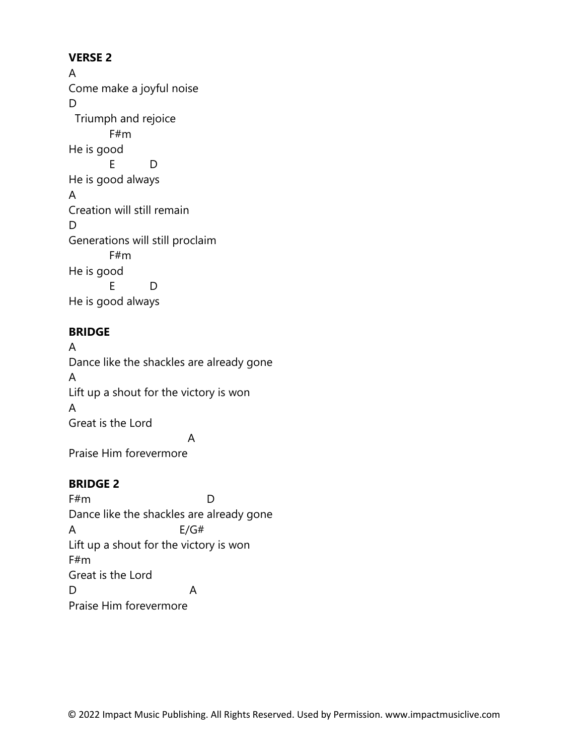**VERSE 2**

```
A
Come make a joyful noise
D
  Triumph and rejoice
          F#m
He is good
          E         D
He is good always
A
Creation will still remain
D
Generations will still proclaim
          F#m
He is good
          E         D
He is good always
```

**BRIDGE**

```
A
Dance like the shackles are already gone
A
Lift up a shout for the victory is won
A
Great is the Lord
                              A
Praise Him forevermore
```

**BRIDGE 2**

```
F#m                          D
Dance like the shackles are already gone
A                        E/G#
Lift up a shout for the victory is won
F#m
Great is the Lord
D                             A
Praise Him forevermore
```

© 2022 Impact Music Publishing. All Rights Reserved. Used by Permission. www.impactmusiclive.com